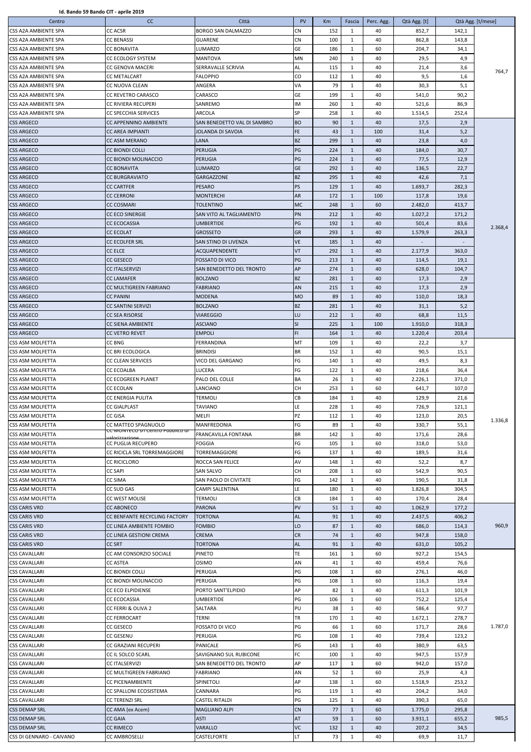**Id. Bando 59 Bando CIT - aprile 2019**

| Centro | CC | Città | PV | Km | Fascia | Perc. Agg. | Qtà Agg. [t] | Qtà Agg. [t/mese] | |
|---|---|---|---|---|---|---|---|---|---|
| CSS A2A AMBIENTE SPA | CC ACSR | BORGO SAN DALMAZZO | CN | 152 | 1 | 40 | 852,7 | 142,1 | 764,7 |
| CSS A2A AMBIENTE SPA | CC BENASSI | GUARENE | CN | 100 | 1 | 40 | 862,8 | 143,8 | |
| CSS A2A AMBIENTE SPA | CC BONAVITA | LUMARZO | GE | 186 | 1 | 60 | 204,7 | 34,1 | |
| CSS A2A AMBIENTE SPA | CC ECOLOGY SYSTEM | MANTOVA | MN | 240 | 1 | 40 | 29,5 | 4,9 | |
| CSS A2A AMBIENTE SPA | CC GENOVA MACERI | SERRAVALLE SCRIVIA | AL | 115 | 1 | 40 | 21,4 | 3,6 | |
| CSS A2A AMBIENTE SPA | CC METALCART | FALOPPIO | CO | 112 | 1 | 40 | 9,5 | 1,6 | |
| CSS A2A AMBIENTE SPA | CC NUOVA CLEAN | ANGERA | VA | 79 | 1 | 40 | 30,3 | 5,1 | |
| CSS A2A AMBIENTE SPA | CC REVETRO CARASCO | CARASCO | GE | 199 | 1 | 40 | 541,0 | 90,2 | |
| CSS A2A AMBIENTE SPA | CC RIVIERA RECUPERI | SANREMO | IM | 260 | 1 | 40 | 521,6 | 86,9 | |
| CSS A2A AMBIENTE SPA | CC SPECCHIA SERVICES | ARCOLA | SP | 258 | 1 | 40 | 1.514,5 | 252,4 | |
| CSS ARGECO | CC APPENNINO AMBIENTE | SAN BENEDETTO VAL DI SAMBRO | BO | 90 | 1 | 40 | 17,5 | 2,9 | 2.368,4 |
| CSS ARGECO | CC AREA IMPIANTI | JOLANDA DI SAVOIA | FE | 43 | 1 | 100 | 31,4 | 5,2 | |
| CSS ARGECO | CC ASM MERANO | LANA | BZ | 299 | 1 | 40 | 23,8 | 4,0 | |
| CSS ARGECO | CC BIONDI COLLI | PERUGIA | PG | 224 | 1 | 40 | 184,0 | 30,7 | |
| CSS ARGECO | CC BIONDI MOLINACCIO | PERUGIA | PG | 224 | 1 | 40 | 77,5 | 12,9 | |
| CSS ARGECO | CC BONAVITA | LUMARZO | GE | 292 | 1 | 40 | 136,5 | 22,7 | |
| CSS ARGECO | CC BURGRAVIATO | GARGAZZONE | BZ | 295 | 1 | 40 | 42,6 | 7,1 | |
| CSS ARGECO | CC CARTFER | PESARO | PS | 129 | 1 | 40 | 1.693,7 | 282,3 | |
| CSS ARGECO | CC CERRONI | MONTERCHI | AR | 172 | 1 | 100 | 117,8 | 19,6 | |
| CSS ARGECO | CC COSMARI | TOLENTINO | MC | 248 | 1 | 60 | 2.482,0 | 413,7 | |
| CSS ARGECO | CC ECO SINERGIE | SAN VITO AL TAGLIAMENTO | PN | 212 | 1 | 40 | 1.027,2 | 171,2 | |
| CSS ARGECO | CC ECOCASSIA | UMBERTIDE | PG | 192 | 1 | 40 | 501,4 | 83,6 | |
| CSS ARGECO | CC ECOLAT | GROSSETO | GR | 293 | 1 | 40 | 1.579,9 | 263,3 | |
| CSS ARGECO | CC ECOLFER SRL | SAN STINO DI LIVENZA | VE | 185 | 1 | 40 | - | - | |
| CSS ARGECO | CC ELCE | ACQUAPENDENTE | VT | 292 | 1 | 40 | 2.177,9 | 363,0 | |
| CSS ARGECO | CC GESECO | FOSSATO DI VICO | PG | 213 | 1 | 40 | 114,5 | 19,1 | |
| CSS ARGECO | CC ITALSERVIZI | SAN BENEDETTO DEL TRONTO | AP | 274 | 1 | 40 | 628,0 | 104,7 | |
| CSS ARGECO | CC LAMAFER | BOLZANO | BZ | 281 | 1 | 40 | 17,3 | 2,9 | |
| CSS ARGECO | CC MULTIGREEN FABRIANO | FABRIANO | AN | 215 | 1 | 40 | 17,3 | 2,9 | |
| CSS ARGECO | CC PANINI | MODENA | MO | 89 | 1 | 40 | 110,0 | 18,3 | |
| CSS ARGECO | CC SANTINI SERVIZI | BOLZANO | BZ | 281 | 1 | 40 | 31,1 | 5,2 | |
| CSS ARGECO | CC SEA RISORSE | VIAREGGIO | LU | 212 | 1 | 40 | 68,8 | 11,5 | |
| CSS ARGECO | CC SIENA AMBIENTE | ASCIANO | SI | 225 | 1 | 100 | 1.910,0 | 318,3 | |
| CSS ARGECO | CC VETRO REVET | EMPOLI | FI | 164 | 1 | 40 | 1.220,4 | 203,4 | |
| CSS ASM MOLFETTA | CC BNG | FERRANDINA | MT | 109 | 1 | 40 | 22,2 | 3,7 | 1.336,8 |
| CSS ASM MOLFETTA | CC BRI ECOLOGICA | BRINDISI | BR | 152 | 1 | 40 | 90,5 | 15,1 | |
| CSS ASM MOLFETTA | CC CLEAN SERVICES | VICO DEL GARGANO | FG | 140 | 1 | 40 | 49,5 | 8,3 | |
| CSS ASM MOLFETTA | CC ECOALBA | LUCERA | FG | 122 | 1 | 40 | 218,6 | 36,4 | |
| CSS ASM MOLFETTA | CC ECOGREEN PLANET | PALO DEL COLLE | BA | 26 | 1 | 40 | 2.226,1 | 371,0 | |
| CSS ASM MOLFETTA | CC ECOLAN | LANCIANO | CH | 253 | 1 | 60 | 641,7 | 107,0 | |
| CSS ASM MOLFETTA | CC ENERGIA PULITA | TERMOLI | CB | 184 | 1 | 40 | 129,9 | 21,6 | |
| CSS ASM MOLFETTA | CC GIALPLAST | TAVIANO | LE | 228 | 1 | 40 | 726,9 | 121,1 | |
| CSS ASM MOLFETTA | CC GISA | MELFI | PZ | 112 | 1 | 40 | 123,0 | 20,5 | |
| CSS ASM MOLFETTA | CC MATTEO SPAGNUOLO | MANFREDONIA | FG | 89 | 1 | 40 | 330,7 | 55,1 | |
| CSS ASM MOLFETTA | CC MONTECO srl Centro Pubblico di valorizzazione | FRANCAVILLA FONTANA | BR | 142 | 1 | 40 | 171,6 | 28,6 | |
| CSS ASM MOLFETTA | CC PUGLIA RECUPERO | FOGGIA | FG | 105 | 1 | 60 | 318,0 | 53,0 | |
| CSS ASM MOLFETTA | CC RICICLA SRL TORREMAGGIORE | TORREMAGGIORE | FG | 137 | 1 | 40 | 189,5 | 31,6 | |
| CSS ASM MOLFETTA | CC RICICLORO | ROCCA SAN FELICE | AV | 148 | 1 | 40 | 52,2 | 8,7 | |
| CSS ASM MOLFETTA | CC SAPI | SAN SALVO | CH | 208 | 1 | 60 | 542,9 | 90,5 | |
| CSS ASM MOLFETTA | CC SIMA | SAN PAOLO DI CIVITATE | FG | 142 | 1 | 40 | 190,5 | 31,8 | |
| CSS ASM MOLFETTA | CC SUD GAS | CAMPI SALENTINA | LE | 180 | 1 | 40 | 1.826,8 | 304,5 | |
| CSS ASM MOLFETTA | CC WEST MOLISE | TERMOLI | CB | 184 | 1 | 40 | 170,4 | 28,4 | |
| CSS CARIS VRD | CC ABONECO | PARONA | PV | 51 | 1 | 40 | 1.062,9 | 177,2 | 960,9 |
| CSS CARIS VRD | CC BENFANTE RECYCLING FACTORY | TORTONA | AL | 91 | 1 | 40 | 2.437,5 | 406,2 | |
| CSS CARIS VRD | CC LINEA AMBIENTE FOMBIO | FOMBIO | LO | 87 | 1 | 40 | 686,0 | 114,3 | |
| CSS CARIS VRD | CC LINEA GESTIONI CREMA | CREMA | CR | 74 | 1 | 40 | 947,8 | 158,0 | |
| CSS CARIS VRD | CC SRT | TORTONA | AL | 91 | 1 | 40 | 631,0 | 105,2 | |
| CSS CAVALLARI | CC AM CONSORZIO SOCIALE | PINETO | TE | 161 | 1 | 60 | 927,2 | 154,5 | 1.787,0 |
| CSS CAVALLARI | CC ASTEA | OSIMO | AN | 41 | 1 | 40 | 459,4 | 76,6 | |
| CSS CAVALLARI | CC BIONDI COLLI | PERUGIA | PG | 108 | 1 | 60 | 276,1 | 46,0 | |
| CSS CAVALLARI | CC BIONDI MOLINACCIO | PERUGIA | PG | 108 | 1 | 60 | 116,3 | 19,4 | |
| CSS CAVALLARI | CC ECO ELPIDIENSE | PORTO SANT'ELPIDIO | AP | 82 | 1 | 40 | 611,3 | 101,9 | |
| CSS CAVALLARI | CC ECOCASSIA | UMBERTIDE | PG | 106 | 1 | 60 | 752,2 | 125,4 | |
| CSS CAVALLARI | CC FERRI & OLIVA 2 | SALTARA | PU | 38 | 1 | 40 | 586,4 | 97,7 | |
| CSS CAVALLARI | CC FERROCART | TERNI | TR | 170 | 1 | 40 | 1.672,1 | 278,7 | |
| CSS CAVALLARI | CC GESECO | FOSSATO DI VICO | PG | 66 | 1 | 60 | 171,7 | 28,6 | |
| CSS CAVALLARI | CC GESENU | PERUGIA | PG | 108 | 1 | 40 | 739,4 | 123,2 | |
| CSS CAVALLARI | CC GRAZIANI RECUPERI | PANICALE | PG | 143 | 1 | 40 | 380,9 | 63,5 | |
| CSS CAVALLARI | CC IL SOLCO SCARL | SAVIGNANO SUL RUBICONE | FC | 100 | 1 | 40 | 947,5 | 157,9 | |
| CSS CAVALLARI | CC ITALSERVIZI | SAN BENEDETTO DEL TRONTO | AP | 117 | 1 | 60 | 942,0 | 157,0 | |
| CSS CAVALLARI | CC MULTIGREEN FABRIANO | FABRIANO | AN | 52 | 1 | 60 | 25,9 | 4,3 | |
| CSS CAVALLARI | CC PICENAMBIENTE | SPINETOLI | AP | 138 | 1 | 60 | 1.518,9 | 253,2 | |
| CSS CAVALLARI | CC SPALLONI ECOSISTEMA | CANNARA | PG | 119 | 1 | 40 | 204,2 | 34,0 | |
| CSS CAVALLARI | CC TERENZI SRL | CASTEL RITALDI | PG | 125 | 1 | 40 | 390,3 | 65,0 | |
| CSS DEMAP SRL | CC AMA (ex Acem) | MAGLIANO ALPI | CN | 77 | 1 | 60 | 1.775,0 | 295,8 | 985,5 |
| CSS DEMAP SRL | CC GAIA | ASTI | AT | 59 | 1 | 60 | 3.931,1 | 655,2 | |
| CSS DEMAP SRL | CC RIMECO | VARALLO | VC | 132 | 1 | 40 | 207,2 | 34,5 | |
| CSS DI GENNARO - CAIVANO | CC AMBROSELLI | CASTELFORTE | LT | 73 | 1 | 40 | 69,9 | 11,7 | |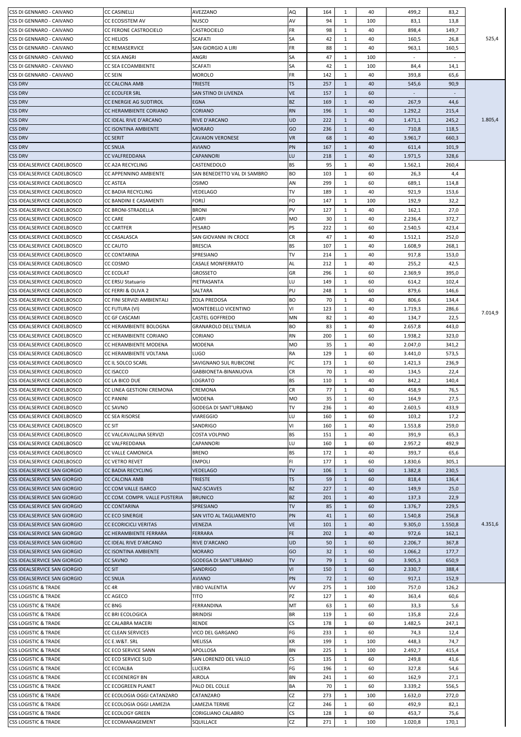| | | | | | | | | | |
|---|---|---|---|---|---|---|---|---|---|
| CSS DI GENNARO - CAIVANO | CC CASINELLI | AVEZZANO | AQ | 164 | 1 | 40 | 499,2 | 83,2 | 525,4 |
| CSS DI GENNARO - CAIVANO | CC ECOSISTEM AV | NUSCO | AV | 94 | 1 | 100 | 83,1 | 13,8 | |
| CSS DI GENNARO - CAIVANO | CC FERONE CASTROCIELO | CASTROCIELO | FR | 98 | 1 | 40 | 898,4 | 149,7 | |
| CSS DI GENNARO - CAIVANO | CC HELIOS | SCAFATI | SA | 42 | 1 | 40 | 160,5 | 26,8 | |
| CSS DI GENNARO - CAIVANO | CC REMASERVICE | SAN GIORGIO A LIRI | FR | 88 | 1 | 40 | 963,1 | 160,5 | |
| CSS DI GENNARO - CAIVANO | CC SEA ANGRI | ANGRI | SA | 47 | 1 | 100 | - | - | |
| CSS DI GENNARO - CAIVANO | CC SEA ECOAMBIENTE | SCAFATI | SA | 42 | 1 | 100 | 84,4 | 14,1 | |
| CSS DI GENNARO - CAIVANO | CC SEIN | MOROLO | FR | 142 | 1 | 40 | 393,8 | 65,6 | |
| CSS DRV | CC CALCINA AMB | TRIESTE | TS | 257 | 1 | 40 | 545,6 | 90,9 | 1.805,4 |
| CSS DRV | CC ECOLFER SRL | SAN STINO DI LIVENZA | VE | 157 | 1 | 60 | - | - | |
| CSS DRV | CC ENERGIE AG SUDTIROL | EGNA | BZ | 169 | 1 | 40 | 267,9 | 44,6 | |
| CSS DRV | CC HERAMBIENTE CORIANO | CORIANO | RN | 196 | 1 | 40 | 1.292,2 | 215,4 | |
| CSS DRV | CC IDEAL RIVE D'ARCANO | RIVE D'ARCANO | UD | 222 | 1 | 40 | 1.471,1 | 245,2 | |
| CSS DRV | CC ISONTINA AMBIENTE | MORARO | GO | 236 | 1 | 40 | 710,8 | 118,5 | |
| CSS DRV | CC SERIT | CAVAION VERONESE | VR | 68 | 1 | 40 | 3.961,7 | 660,3 | |
| CSS DRV | CC SNUA | AVIANO | PN | 167 | 1 | 40 | 611,4 | 101,9 | |
| CSS DRV | CC VALFREDDANA | CAPANNORI | LU | 218 | 1 | 40 | 1.971,5 | 328,6 | |
| CSS IDEALSERVICE CADELBOSCO | CC A2A RECYCLING | CASTENEDOLO | BS | 95 | 1 | 40 | 1.562,1 | 260,4 | 7.014,9 |
| CSS IDEALSERVICE CADELBOSCO | CC APPENNINO AMBIENTE | SAN BENEDETTO VAL DI SAMBRO | BO | 103 | 1 | 60 | 26,3 | 4,4 | |
| CSS IDEALSERVICE CADELBOSCO | CC ASTEA | OSIMO | AN | 299 | 1 | 60 | 689,1 | 114,8 | |
| CSS IDEALSERVICE CADELBOSCO | CC BADIA RECYCLING | VEDELAGO | TV | 189 | 1 | 40 | 921,9 | 153,6 | |
| CSS IDEALSERVICE CADELBOSCO | CC BANDINI E CASAMENTI | FORLÌ | FO | 147 | 1 | 100 | 192,9 | 32,2 | |
| CSS IDEALSERVICE CADELBOSCO | CC BRONI-STRADELLA | BRONI | PV | 127 | 1 | 40 | 162,1 | 27,0 | |
| CSS IDEALSERVICE CADELBOSCO | CC CARE | CARPI | MO | 30 | 1 | 40 | 2.236,4 | 372,7 | |
| CSS IDEALSERVICE CADELBOSCO | CC CARTFER | PESARO | PS | 222 | 1 | 60 | 2.540,5 | 423,4 | |
| CSS IDEALSERVICE CADELBOSCO | CC CASALASCA | SAN GIOVANNI IN CROCE | CR | 47 | 1 | 40 | 1.512,1 | 252,0 | |
| CSS IDEALSERVICE CADELBOSCO | CC CAUTO | BRESCIA | BS | 107 | 1 | 40 | 1.608,9 | 268,1 | |
| CSS IDEALSERVICE CADELBOSCO | CC CONTARINA | SPRESIANO | TV | 214 | 1 | 40 | 917,8 | 153,0 | |
| CSS IDEALSERVICE CADELBOSCO | CC COSMO | CASALE MONFERRATO | AL | 212 | 1 | 40 | 255,2 | 42,5 | |
| CSS IDEALSERVICE CADELBOSCO | CC ECOLAT | GROSSETO | GR | 296 | 1 | 60 | 2.369,9 | 395,0 | |
| CSS IDEALSERVICE CADELBOSCO | CC ERSU Statuario | PIETRASANTA | LU | 149 | 1 | 60 | 614,2 | 102,4 | |
| CSS IDEALSERVICE CADELBOSCO | CC FERRI & OLIVA 2 | SALTARA | PU | 248 | 1 | 60 | 879,6 | 146,6 | |
| CSS IDEALSERVICE CADELBOSCO | CC FINI SERVIZI AMBIENTALI | ZOLA PREDOSA | BO | 70 | 1 | 40 | 806,6 | 134,4 | |
| CSS IDEALSERVICE CADELBOSCO | CC FUTURA (VI) | MONTEBELLO VICENTINO | VI | 123 | 1 | 40 | 1.719,3 | 286,6 | |
| CSS IDEALSERVICE CADELBOSCO | CC GF CASCAMI | CASTEL GOFFREDO | MN | 82 | 1 | 40 | 134,7 | 22,5 | |
| CSS IDEALSERVICE CADELBOSCO | CC HERAMBIENTE BOLOGNA | GRANAROLO DELL'EMILIA | BO | 83 | 1 | 40 | 2.657,8 | 443,0 | |
| CSS IDEALSERVICE CADELBOSCO | CC HERAMBIENTE CORIANO | CORIANO | RN | 200 | 1 | 60 | 1.938,2 | 323,0 | |
| CSS IDEALSERVICE CADELBOSCO | CC HERAMBIENTE MODENA | MODENA | MO | 35 | 1 | 40 | 2.047,0 | 341,2 | |
| CSS IDEALSERVICE CADELBOSCO | CC HERAMBIENTE VOLTANA | LUGO | RA | 129 | 1 | 60 | 3.441,0 | 573,5 | |
| CSS IDEALSERVICE CADELBOSCO | CC IL SOLCO SCARL | SAVIGNANO SUL RUBICONE | FC | 173 | 1 | 60 | 1.421,3 | 236,9 | |
| CSS IDEALSERVICE CADELBOSCO | CC ISACCO | GABBIONETA-BINANUOVA | CR | 70 | 1 | 40 | 134,5 | 22,4 | |
| CSS IDEALSERVICE CADELBOSCO | CC LA BICO DUE | LOGRATO | BS | 110 | 1 | 40 | 842,2 | 140,4 | |
| CSS IDEALSERVICE CADELBOSCO | CC LINEA GESTIONI CREMONA | CREMONA | CR | 77 | 1 | 40 | 458,9 | 76,5 | |
| CSS IDEALSERVICE CADELBOSCO | CC PANINI | MODENA | MO | 35 | 1 | 60 | 164,9 | 27,5 | |
| CSS IDEALSERVICE CADELBOSCO | CC SAVNO | GODEGA DI SANT'URBANO | TV | 236 | 1 | 40 | 2.603,5 | 433,9 | |
| CSS IDEALSERVICE CADELBOSCO | CC SEA RISORSE | VIAREGGIO | LU | 160 | 1 | 60 | 103,2 | 17,2 | |
| CSS IDEALSERVICE CADELBOSCO | CC SIT | SANDRIGO | VI | 160 | 1 | 40 | 1.553,8 | 259,0 | |
| CSS IDEALSERVICE CADELBOSCO | CC VALCAVALLINA SERVIZI | COSTA VOLPINO | BS | 151 | 1 | 40 | 391,9 | 65,3 | |
| CSS IDEALSERVICE CADELBOSCO | CC VALFREDDANA | CAPANNORI | LU | 160 | 1 | 60 | 2.957,2 | 492,9 | |
| CSS IDEALSERVICE CADELBOSCO | CC VALLE CAMONICA | BRENO | BS | 172 | 1 | 40 | 393,7 | 65,6 | |
| CSS IDEALSERVICE CADELBOSCO | CC VETRO REVET | EMPOLI | FI | 177 | 1 | 60 | 1.830,6 | 305,1 | |
| CSS IDEALSERVICE SAN GIORGIO | CC BADIA RECYCLING | VEDELAGO | TV | 106 | 1 | 60 | 1.382,8 | 230,5 | 4.351,6 |
| CSS IDEALSERVICE SAN GIORGIO | CC CALCINA AMB | TRIESTE | TS | 59 | 1 | 60 | 818,4 | 136,4 | |
| CSS IDEALSERVICE SAN GIORGIO | CC COM VALLE ISARCO | NAZ-SCIAVES | BZ | 227 | 1 | 40 | 149,9 | 25,0 | |
| CSS IDEALSERVICE SAN GIORGIO | CC COM. COMPR. VALLE PUSTERIA | BRUNICO | BZ | 201 | 1 | 40 | 137,3 | 22,9 | |
| CSS IDEALSERVICE SAN GIORGIO | CC CONTARINA | SPRESIANO | TV | 85 | 1 | 60 | 1.376,7 | 229,5 | |
| CSS IDEALSERVICE SAN GIORGIO | CC ECO SINERGIE | SAN VITO AL TAGLIAMENTO | PN | 41 | 1 | 60 | 1.540,8 | 256,8 | |
| CSS IDEALSERVICE SAN GIORGIO | CC ECORICICLI VERITAS | VENEZIA | VE | 101 | 1 | 40 | 9.305,0 | 1.550,8 | |
| CSS IDEALSERVICE SAN GIORGIO | CC HERAMBIENTE FERRARA | FERRARA | FE | 202 | 1 | 40 | 972,6 | 162,1 | |
| CSS IDEALSERVICE SAN GIORGIO | CC IDEAL RIVE D'ARCANO | RIVE D'ARCANO | UD | 50 | 1 | 60 | 2.206,7 | 367,8 | |
| CSS IDEALSERVICE SAN GIORGIO | CC ISONTINA AMBIENTE | MORARO | GO | 32 | 1 | 60 | 1.066,2 | 177,7 | |
| CSS IDEALSERVICE SAN GIORGIO | CC SAVNO | GODEGA DI SANT'URBANO | TV | 79 | 1 | 60 | 3.905,3 | 650,9 | |
| CSS IDEALSERVICE SAN GIORGIO | CC SIT | SANDRIGO | VI | 150 | 1 | 60 | 2.330,7 | 388,4 | |
| CSS IDEALSERVICE SAN GIORGIO | CC SNUA | AVIANO | PN | 72 | 1 | 60 | 917,1 | 152,9 | |
| CSS LOGISTIC & TRADE | CC 4R | VIBO VALENTIA | VV | 275 | 1 | 100 | 757,0 | 126,2 | |
| CSS LOGISTIC & TRADE | CC AGECO | TITO | PZ | 127 | 1 | 40 | 363,4 | 60,6 | |
| CSS LOGISTIC & TRADE | CC BNG | FERRANDINA | MT | 63 | 1 | 60 | 33,3 | 5,6 | |
| CSS LOGISTIC & TRADE | CC BRI ECOLOGICA | BRINDISI | BR | 119 | 1 | 60 | 135,8 | 22,6 | |
| CSS LOGISTIC & TRADE | CC CALABRA MACERI | RENDE | CS | 178 | 1 | 60 | 1.482,5 | 247,1 | |
| CSS LOGISTIC & TRADE | CC CLEAN SERVICES | VICO DEL GARGANO | FG | 233 | 1 | 60 | 74,3 | 12,4 | |
| CSS LOGISTIC & TRADE | CC E.W&T. SRL | MELISSA | KR | 199 | 1 | 100 | 448,3 | 74,7 | |
| CSS LOGISTIC & TRADE | CC ECO SERVICE SANN | APOLLOSA | BN | 225 | 1 | 100 | 2.492,7 | 415,4 | |
| CSS LOGISTIC & TRADE | CC ECO SERVICE SUD | SAN LORENZO DEL VALLO | CS | 135 | 1 | 60 | 249,8 | 41,6 | |
| CSS LOGISTIC & TRADE | CC ECOALBA | LUCERA | FG | 196 | 1 | 60 | 327,8 | 54,6 | |
| CSS LOGISTIC & TRADE | CC ECOENERGY BN | AIROLA | BN | 241 | 1 | 60 | 162,9 | 27,1 | |
| CSS LOGISTIC & TRADE | CC ECOGREEN PLANET | PALO DEL COLLE | BA | 70 | 1 | 60 | 3.339,2 | 556,5 | |
| CSS LOGISTIC & TRADE | CC ECOLOGIA OGGI CATANZARO | CATANZARO | CZ | 273 | 1 | 100 | 1.632,0 | 272,0 | |
| CSS LOGISTIC & TRADE | CC ECOLOGIA OGGI LAMEZIA | LAMEZIA TERME | CZ | 246 | 1 | 60 | 492,9 | 82,1 | |
| CSS LOGISTIC & TRADE | CC ECOLOGY GREEN | CORIGLIANO CALABRO | CS | 128 | 1 | 60 | 453,7 | 75,6 | |
| CSS LOGISTIC & TRADE | CC ECOMANAGEMENT | SQUILLACE | CZ | 271 | 1 | 100 | 1.020,8 | 170,1 | |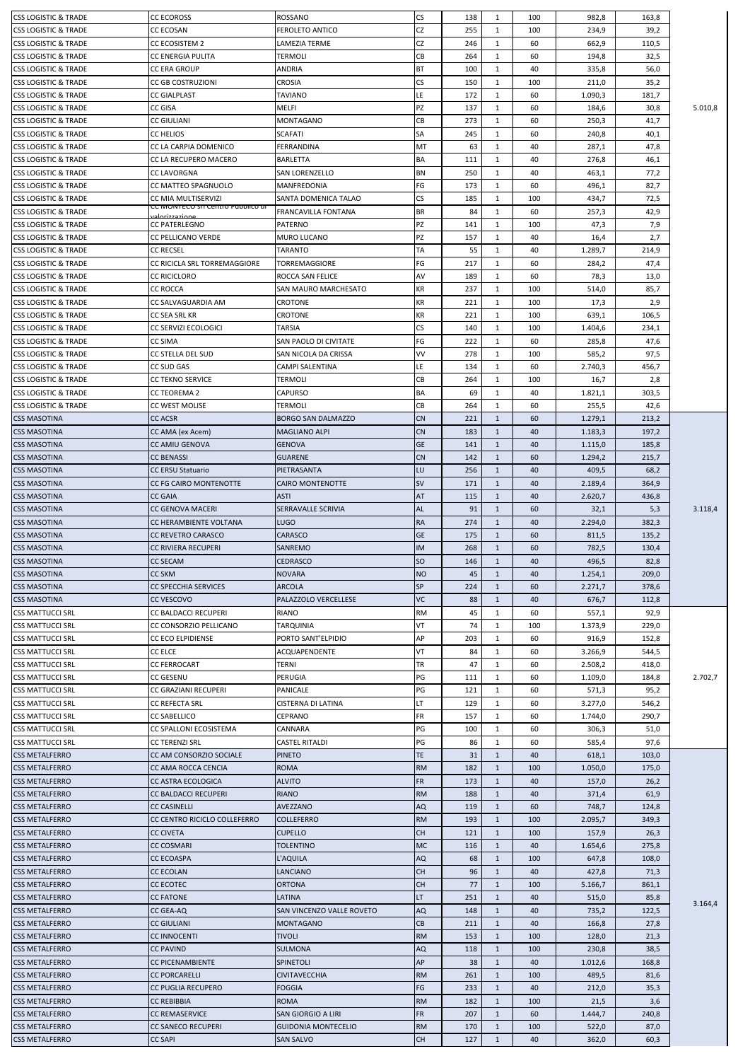| | | | | | | | | | |
|---|---|---|---|---|---|---|---|---|---|
| CSS LOGISTIC & TRADE | CC ECOROSS | ROSSANO | CS | 138 | 1 | 100 | 982,8 | 163,8 | |
| CSS LOGISTIC & TRADE | CC ECOSAN | FEROLETO ANTICO | CZ | 255 | 1 | 100 | 234,9 | 39,2 | |
| CSS LOGISTIC & TRADE | CC ECOSISTEM 2 | LAMEZIA TERME | CZ | 246 | 1 | 60 | 662,9 | 110,5 | |
| CSS LOGISTIC & TRADE | CC ENERGIA PULITA | TERMOLI | CB | 264 | 1 | 60 | 194,8 | 32,5 | |
| CSS LOGISTIC & TRADE | CC ERA GROUP | ANDRIA | BT | 100 | 1 | 40 | 335,8 | 56,0 | |
| CSS LOGISTIC & TRADE | CC GB COSTRUZIONI | CROSIA | CS | 150 | 1 | 100 | 211,0 | 35,2 | |
| CSS LOGISTIC & TRADE | CC GIALPLAST | TAVIANO | LE | 172 | 1 | 60 | 1.090,3 | 181,7 | |
| CSS LOGISTIC & TRADE | CC GISA | MELFI | PZ | 137 | 1 | 60 | 184,6 | 30,8 | 5.010,8 |
| CSS LOGISTIC & TRADE | CC GIULIANI | MONTAGANO | CB | 273 | 1 | 60 | 250,3 | 41,7 | |
| CSS LOGISTIC & TRADE | CC HELIOS | SCAFATI | SA | 245 | 1 | 60 | 240,8 | 40,1 | |
| CSS LOGISTIC & TRADE | CC LA CARPIA DOMENICO | FERRANDINA | MT | 63 | 1 | 40 | 287,1 | 47,8 | |
| CSS LOGISTIC & TRADE | CC LA RECUPERO MACERO | BARLETTA | BA | 111 | 1 | 40 | 276,8 | 46,1 | |
| CSS LOGISTIC & TRADE | CC LAVORGNA | SAN LORENZELLO | BN | 250 | 1 | 40 | 463,1 | 77,2 | |
| CSS LOGISTIC & TRADE | CC MATTEO SPAGNUOLO | MANFREDONIA | FG | 173 | 1 | 60 | 496,1 | 82,7 | |
| CSS LOGISTIC & TRADE | CC MIA MULTISERVIZI | SANTA DOMENICA TALAO | CS | 185 | 1 | 100 | 434,7 | 72,5 | |
| CSS LOGISTIC & TRADE | CC MONTECO srl Centro Pubblico di valorizzazione | FRANCAVILLA FONTANA | BR | 84 | 1 | 60 | 257,3 | 42,9 | |
| CSS LOGISTIC & TRADE | CC PATERLEGNO | PATERNO | PZ | 141 | 1 | 100 | 47,3 | 7,9 | |
| CSS LOGISTIC & TRADE | CC PELLICANO VERDE | MURO LUCANO | PZ | 157 | 1 | 40 | 16,4 | 2,7 | |
| CSS LOGISTIC & TRADE | CC RECSEL | TARANTO | TA | 55 | 1 | 40 | 1.289,7 | 214,9 | |
| CSS LOGISTIC & TRADE | CC RICICLA SRL TORREMAGGIORE | TORREMAGGIORE | FG | 217 | 1 | 60 | 284,2 | 47,4 | |
| CSS LOGISTIC & TRADE | CC RICICLORO | ROCCA SAN FELICE | AV | 189 | 1 | 60 | 78,3 | 13,0 | |
| CSS LOGISTIC & TRADE | CC ROCCA | SAN MAURO MARCHESATO | KR | 237 | 1 | 100 | 514,0 | 85,7 | |
| CSS LOGISTIC & TRADE | CC SALVAGUARDIA AM | CROTONE | KR | 221 | 1 | 100 | 17,3 | 2,9 | |
| CSS LOGISTIC & TRADE | CC SEA SRL KR | CROTONE | KR | 221 | 1 | 100 | 639,1 | 106,5 | |
| CSS LOGISTIC & TRADE | CC SERVIZI ECOLOGICI | TARSIA | CS | 140 | 1 | 100 | 1.404,6 | 234,1 | |
| CSS LOGISTIC & TRADE | CC SIMA | SAN PAOLO DI CIVITATE | FG | 222 | 1 | 60 | 285,8 | 47,6 | |
| CSS LOGISTIC & TRADE | CC STELLA DEL SUD | SAN NICOLA DA CRISSA | VV | 278 | 1 | 100 | 585,2 | 97,5 | |
| CSS LOGISTIC & TRADE | CC SUD GAS | CAMPI SALENTINA | LE | 134 | 1 | 60 | 2.740,3 | 456,7 | |
| CSS LOGISTIC & TRADE | CC TEKNO SERVICE | TERMOLI | CB | 264 | 1 | 100 | 16,7 | 2,8 | |
| CSS LOGISTIC & TRADE | CC TEOREMA 2 | CAPURSO | BA | 69 | 1 | 40 | 1.821,1 | 303,5 | |
| CSS LOGISTIC & TRADE | CC WEST MOLISE | TERMOLI | CB | 264 | 1 | 60 | 255,5 | 42,6 | |
| CSS MASOTINA | CC ACSR | BORGO SAN DALMAZZO | CN | 221 | 1 | 60 | 1.279,1 | 213,2 | |
| CSS MASOTINA | CC AMA (ex Acem) | MAGLIANO ALPI | CN | 183 | 1 | 40 | 1.183,3 | 197,2 | |
| CSS MASOTINA | CC AMIU GENOVA | GENOVA | GE | 141 | 1 | 40 | 1.115,0 | 185,8 | |
| CSS MASOTINA | CC BENASSI | GUARENE | CN | 142 | 1 | 60 | 1.294,2 | 215,7 | |
| CSS MASOTINA | CC ERSU Statuario | PIETRASANTA | LU | 256 | 1 | 40 | 409,5 | 68,2 | |
| CSS MASOTINA | CC FG CAIRO MONTENOTTE | CAIRO MONTENOTTE | SV | 171 | 1 | 40 | 2.189,4 | 364,9 | |
| CSS MASOTINA | CC GAIA | ASTI | AT | 115 | 1 | 40 | 2.620,7 | 436,8 | |
| CSS MASOTINA | CC GENOVA MACERI | SERRAVALLE SCRIVIA | AL | 91 | 1 | 60 | 32,1 | 5,3 | 3.118,4 |
| CSS MASOTINA | CC HERAMBIENTE VOLTANA | LUGO | RA | 274 | 1 | 40 | 2.294,0 | 382,3 | |
| CSS MASOTINA | CC REVETRO CARASCO | CARASCO | GE | 175 | 1 | 60 | 811,5 | 135,2 | |
| CSS MASOTINA | CC RIVIERA RECUPERI | SANREMO | IM | 268 | 1 | 60 | 782,5 | 130,4 | |
| CSS MASOTINA | CC SECAM | CEDRASCO | SO | 146 | 1 | 40 | 496,5 | 82,8 | |
| CSS MASOTINA | CC SKM | NOVARA | NO | 45 | 1 | 40 | 1.254,1 | 209,0 | |
| CSS MASOTINA | CC SPECCHIA SERVICES | ARCOLA | SP | 224 | 1 | 60 | 2.271,7 | 378,6 | |
| CSS MASOTINA | CC VESCOVO | PALAZZOLO VERCELLESE | VC | 88 | 1 | 40 | 676,7 | 112,8 | |
| CSS MATTUCCI SRL | CC BALDACCI RECUPERI | RIANO | RM | 45 | 1 | 60 | 557,1 | 92,9 | |
| CSS MATTUCCI SRL | CC CONSORZIO PELLICANO | TARQUINIA | VT | 74 | 1 | 100 | 1.373,9 | 229,0 | |
| CSS MATTUCCI SRL | CC ECO ELPIDIENSE | PORTO SANT'ELPIDIO | AP | 203 | 1 | 60 | 916,9 | 152,8 | |
| CSS MATTUCCI SRL | CC ELCE | ACQUAPENDENTE | VT | 84 | 1 | 60 | 3.266,9 | 544,5 | |
| CSS MATTUCCI SRL | CC FERROCART | TERNI | TR | 47 | 1 | 60 | 2.508,2 | 418,0 | |
| CSS MATTUCCI SRL | CC GESENU | PERUGIA | PG | 111 | 1 | 60 | 1.109,0 | 184,8 | 2.702,7 |
| CSS MATTUCCI SRL | CC GRAZIANI RECUPERI | PANICALE | PG | 121 | 1 | 60 | 571,3 | 95,2 | |
| CSS MATTUCCI SRL | CC REFECTA SRL | CISTERNA DI LATINA | LT | 129 | 1 | 60 | 3.277,0 | 546,2 | |
| CSS MATTUCCI SRL | CC SABELLICO | CEPRANO | FR | 157 | 1 | 60 | 1.744,0 | 290,7 | |
| CSS MATTUCCI SRL | CC SPALLONI ECOSISTEMA | CANNARA | PG | 100 | 1 | 60 | 306,3 | 51,0 | |
| CSS MATTUCCI SRL | CC TERENZI SRL | CASTEL RITALDI | PG | 86 | 1 | 60 | 585,4 | 97,6 | |
| CSS METALFERRO | CC AM CONSORZIO SOCIALE | PINETO | TE | 31 | 1 | 40 | 618,1 | 103,0 | |
| CSS METALFERRO | CC AMA ROCCA CENCIA | ROMA | RM | 182 | 1 | 100 | 1.050,0 | 175,0 | |
| CSS METALFERRO | CC ASTRA ECOLOGICA | ALVITO | FR | 173 | 1 | 40 | 157,0 | 26,2 | |
| CSS METALFERRO | CC BALDACCI RECUPERI | RIANO | RM | 188 | 1 | 40 | 371,4 | 61,9 | |
| CSS METALFERRO | CC CASINELLI | AVEZZANO | AQ | 119 | 1 | 60 | 748,7 | 124,8 | |
| CSS METALFERRO | CC CENTRO RICICLO COLLEFERRO | COLLEFERRO | RM | 193 | 1 | 100 | 2.095,7 | 349,3 | |
| CSS METALFERRO | CC CIVETA | CUPELLO | CH | 121 | 1 | 100 | 157,9 | 26,3 | |
| CSS METALFERRO | CC COSMARI | TOLENTINO | MC | 116 | 1 | 40 | 1.654,6 | 275,8 | |
| CSS METALFERRO | CC ECOASPA | L'AQUILA | AQ | 68 | 1 | 100 | 647,8 | 108,0 | |
| CSS METALFERRO | CC ECOLAN | LANCIANO | CH | 96 | 1 | 40 | 427,8 | 71,3 | |
| CSS METALFERRO | CC ECOTEC | ORTONA | CH | 77 | 1 | 100 | 5.166,7 | 861,1 | |
| CSS METALFERRO | CC FATONE | LATINA | LT | 251 | 1 | 40 | 515,0 | 85,8 | 3.164,4 |
| CSS METALFERRO | CC GEA-AQ | SAN VINCENZO VALLE ROVETO | AQ | 148 | 1 | 40 | 735,2 | 122,5 | |
| CSS METALFERRO | CC GIULIANI | MONTAGANO | CB | 211 | 1 | 40 | 166,8 | 27,8 | |
| CSS METALFERRO | CC INNOCENTI | TIVOLI | RM | 153 | 1 | 100 | 128,0 | 21,3 | |
| CSS METALFERRO | CC PAVIND | SULMONA | AQ | 118 | 1 | 100 | 230,8 | 38,5 | |
| CSS METALFERRO | CC PICENAMBIENTE | SPINETOLI | AP | 38 | 1 | 40 | 1.012,6 | 168,8 | |
| CSS METALFERRO | CC PORCARELLI | CIVITAVECCHIA | RM | 261 | 1 | 100 | 489,5 | 81,6 | |
| CSS METALFERRO | CC PUGLIA RECUPERO | FOGGIA | FG | 233 | 1 | 40 | 212,0 | 35,3 | |
| CSS METALFERRO | CC REBIBBIA | ROMA | RM | 182 | 1 | 100 | 21,5 | 3,6 | |
| CSS METALFERRO | CC REMASERVICE | SAN GIORGIO A LIRI | FR | 207 | 1 | 60 | 1.444,7 | 240,8 | |
| CSS METALFERRO | CC SANECO RECUPERI | GUIDONIA MONTECELIO | RM | 170 | 1 | 100 | 522,0 | 87,0 | |
| CSS METALFERRO | CC SAPI | SAN SALVO | CH | 127 | 1 | 40 | 362,0 | 60,3 | |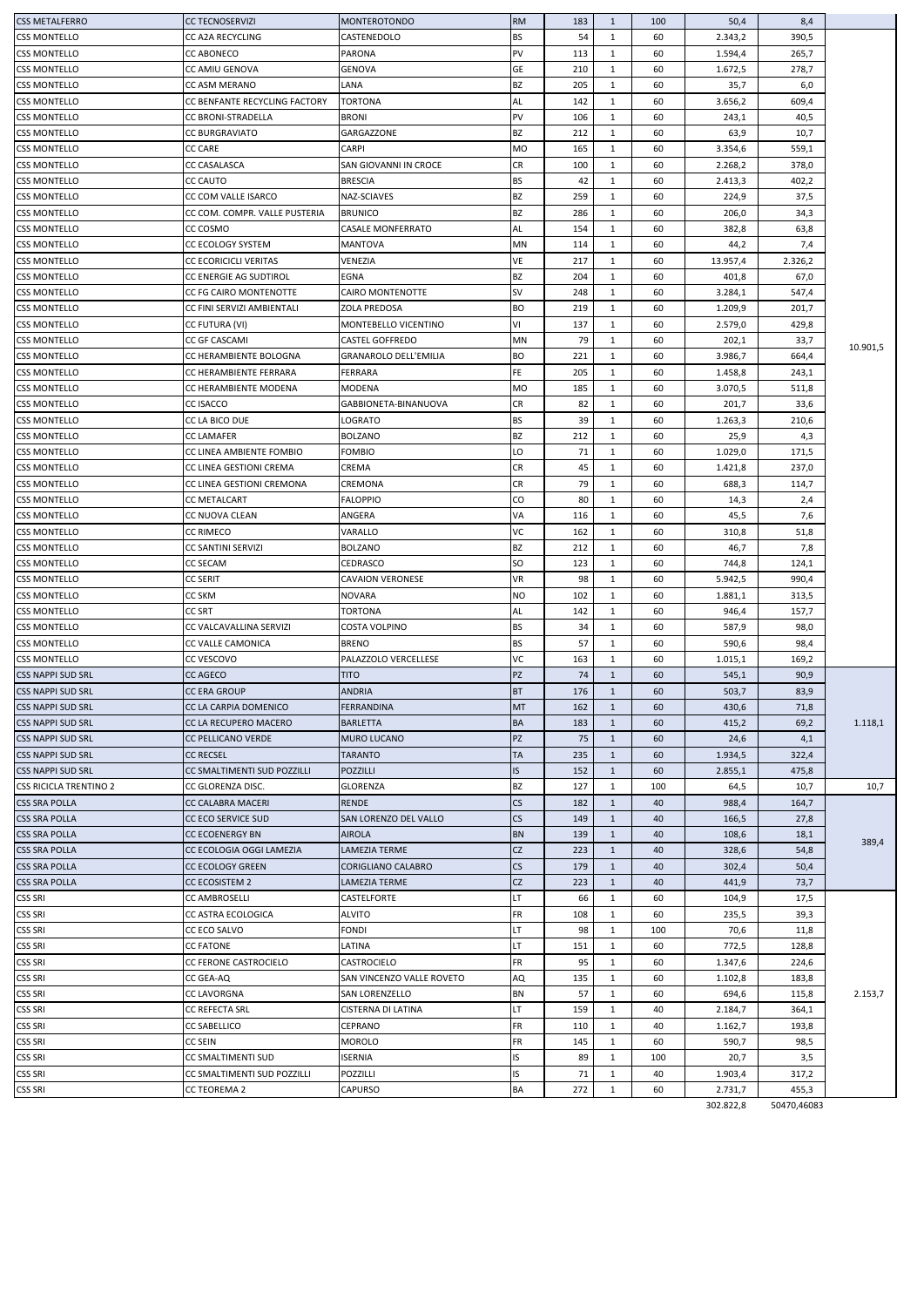| | | | | | | | | | |
|---|---|---|---|---|---|---|---|---|---|
| CSS METALFERRO | CC TECNOSERVIZI | MONTEROTONDO | RM | 183 | 1 | 100 | 50,4 | 8,4 | |
| CSS MONTELLO | CC A2A RECYCLING | CASTENEDOLO | BS | 54 | 1 | 60 | 2.343,2 | 390,5 | 10.901,5 |
| CSS MONTELLO | CC ABONECO | PARONA | PV | 113 | 1 | 60 | 1.594,4 | 265,7 | |
| CSS MONTELLO | CC AMIU GENOVA | GENOVA | GE | 210 | 1 | 60 | 1.672,5 | 278,7 | |
| CSS MONTELLO | CC ASM MERANO | LANA | BZ | 205 | 1 | 60 | 35,7 | 6,0 | |
| CSS MONTELLO | CC BENFANTE RECYCLING FACTORY | TORTONA | AL | 142 | 1 | 60 | 3.656,2 | 609,4 | |
| CSS MONTELLO | CC BRONI-STRADELLA | BRONI | PV | 106 | 1 | 60 | 243,1 | 40,5 | |
| CSS MONTELLO | CC BURGRAVIATO | GARGAZZONE | BZ | 212 | 1 | 60 | 63,9 | 10,7 | |
| CSS MONTELLO | CC CARE | CARPI | MO | 165 | 1 | 60 | 3.354,6 | 559,1 | |
| CSS MONTELLO | CC CASALASCA | SAN GIOVANNI IN CROCE | CR | 100 | 1 | 60 | 2.268,2 | 378,0 | |
| CSS MONTELLO | CC CAUTO | BRESCIA | BS | 42 | 1 | 60 | 2.413,3 | 402,2 | |
| CSS MONTELLO | CC COM VALLE ISARCO | NAZ-SCIAVES | BZ | 259 | 1 | 60 | 224,9 | 37,5 | |
| CSS MONTELLO | CC COM. COMPR. VALLE PUSTERIA | BRUNICO | BZ | 286 | 1 | 60 | 206,0 | 34,3 | |
| CSS MONTELLO | CC COSMO | CASALE MONFERRATO | AL | 154 | 1 | 60 | 382,8 | 63,8 | |
| CSS MONTELLO | CC ECOLOGY SYSTEM | MANTOVA | MN | 114 | 1 | 60 | 44,2 | 7,4 | |
| CSS MONTELLO | CC ECORICICLI VERITAS | VENEZIA | VE | 217 | 1 | 60 | 13.957,4 | 2.326,2 | |
| CSS MONTELLO | CC ENERGIE AG SUDTIROL | EGNA | BZ | 204 | 1 | 60 | 401,8 | 67,0 | |
| CSS MONTELLO | CC FG CAIRO MONTENOTTE | CAIRO MONTENOTTE | SV | 248 | 1 | 60 | 3.284,1 | 547,4 | |
| CSS MONTELLO | CC FINI SERVIZI AMBIENTALI | ZOLA PREDOSA | BO | 219 | 1 | 60 | 1.209,9 | 201,7 | |
| CSS MONTELLO | CC FUTURA (VI) | MONTEBELLO VICENTINO | VI | 137 | 1 | 60 | 2.579,0 | 429,8 | |
| CSS MONTELLO | CC GF CASCAMI | CASTEL GOFFREDO | MN | 79 | 1 | 60 | 202,1 | 33,7 | |
| CSS MONTELLO | CC HERAMBIENTE BOLOGNA | GRANAROLO DELL'EMILIA | BO | 221 | 1 | 60 | 3.986,7 | 664,4 | |
| CSS MONTELLO | CC HERAMBIENTE FERRARA | FERRARA | FE | 205 | 1 | 60 | 1.458,8 | 243,1 | |
| CSS MONTELLO | CC HERAMBIENTE MODENA | MODENA | MO | 185 | 1 | 60 | 3.070,5 | 511,8 | |
| CSS MONTELLO | CC ISACCO | GABBIONETA-BINANUOVA | CR | 82 | 1 | 60 | 201,7 | 33,6 | |
| CSS MONTELLO | CC LA BICO DUE | LOGRATO | BS | 39 | 1 | 60 | 1.263,3 | 210,6 | |
| CSS MONTELLO | CC LAMAFER | BOLZANO | BZ | 212 | 1 | 60 | 25,9 | 4,3 | |
| CSS MONTELLO | CC LINEA AMBIENTE FOMBIO | FOMBIO | LO | 71 | 1 | 60 | 1.029,0 | 171,5 | |
| CSS MONTELLO | CC LINEA GESTIONI CREMA | CREMA | CR | 45 | 1 | 60 | 1.421,8 | 237,0 | |
| CSS MONTELLO | CC LINEA GESTIONI CREMONA | CREMONA | CR | 79 | 1 | 60 | 688,3 | 114,7 | |
| CSS MONTELLO | CC METALCART | FALOPPIO | CO | 80 | 1 | 60 | 14,3 | 2,4 | |
| CSS MONTELLO | CC NUOVA CLEAN | ANGERA | VA | 116 | 1 | 60 | 45,5 | 7,6 | |
| CSS MONTELLO | CC RIMECO | VARALLO | VC | 162 | 1 | 60 | 310,8 | 51,8 | |
| CSS MONTELLO | CC SANTINI SERVIZI | BOLZANO | BZ | 212 | 1 | 60 | 46,7 | 7,8 | |
| CSS MONTELLO | CC SECAM | CEDRASCO | SO | 123 | 1 | 60 | 744,8 | 124,1 | |
| CSS MONTELLO | CC SERIT | CAVAION VERONESE | VR | 98 | 1 | 60 | 5.942,5 | 990,4 | |
| CSS MONTELLO | CC SKM | NOVARA | NO | 102 | 1 | 60 | 1.881,1 | 313,5 | |
| CSS MONTELLO | CC SRT | TORTONA | AL | 142 | 1 | 60 | 946,4 | 157,7 | |
| CSS MONTELLO | CC VALCAVALLINA SERVIZI | COSTA VOLPINO | BS | 34 | 1 | 60 | 587,9 | 98,0 | |
| CSS MONTELLO | CC VALLE CAMONICA | BRENO | BS | 57 | 1 | 60 | 590,6 | 98,4 | |
| CSS MONTELLO | CC VESCOVO | PALAZZOLO VERCELLESE | VC | 163 | 1 | 60 | 1.015,1 | 169,2 | |
| CSS NAPPI SUD SRL | CC AGECO | TITO | PZ | 74 | 1 | 60 | 545,1 | 90,9 | 1.118,1 |
| CSS NAPPI SUD SRL | CC ERA GROUP | ANDRIA | BT | 176 | 1 | 60 | 503,7 | 83,9 | |
| CSS NAPPI SUD SRL | CC LA CARPIA DOMENICO | FERRANDINA | MT | 162 | 1 | 60 | 430,6 | 71,8 | |
| CSS NAPPI SUD SRL | CC LA RECUPERO MACERO | BARLETTA | BA | 183 | 1 | 60 | 415,2 | 69,2 | |
| CSS NAPPI SUD SRL | CC PELLICANO VERDE | MURO LUCANO | PZ | 75 | 1 | 60 | 24,6 | 4,1 | |
| CSS NAPPI SUD SRL | CC RECSEL | TARANTO | TA | 235 | 1 | 60 | 1.934,5 | 322,4 | |
| CSS NAPPI SUD SRL | CC SMALTIMENTI SUD POZZILLI | POZZILLI | IS | 152 | 1 | 60 | 2.855,1 | 475,8 | |
| CSS RICICLA TRENTINO 2 | CC GLORENZA DISC. | GLORENZA | BZ | 127 | 1 | 100 | 64,5 | 10,7 | 10,7 |
| CSS SRA POLLA | CC CALABRA MACERI | RENDE | CS | 182 | 1 | 40 | 988,4 | 164,7 | 389,4 |
| CSS SRA POLLA | CC ECO SERVICE SUD | SAN LORENZO DEL VALLO | CS | 149 | 1 | 40 | 166,5 | 27,8 | |
| CSS SRA POLLA | CC ECOENERGY BN | AIROLA | BN | 139 | 1 | 40 | 108,6 | 18,1 | |
| CSS SRA POLLA | CC ECOLOGIA OGGI LAMEZIA | LAMEZIA TERME | CZ | 223 | 1 | 40 | 328,6 | 54,8 | |
| CSS SRA POLLA | CC ECOLOGY GREEN | CORIGLIANO CALABRO | CS | 179 | 1 | 40 | 302,4 | 50,4 | |
| CSS SRA POLLA | CC ECOSISTEM 2 | LAMEZIA TERME | CZ | 223 | 1 | 40 | 441,9 | 73,7 | |
| CSS SRI | CC AMBROSELLI | CASTELFORTE | LT | 66 | 1 | 60 | 104,9 | 17,5 | 2.153,7 |
| CSS SRI | CC ASTRA ECOLOGICA | ALVITO | FR | 108 | 1 | 60 | 235,5 | 39,3 | |
| CSS SRI | CC ECO SALVO | FONDI | LT | 98 | 1 | 100 | 70,6 | 11,8 | |
| CSS SRI | CC FATONE | LATINA | LT | 151 | 1 | 60 | 772,5 | 128,8 | |
| CSS SRI | CC FERONE CASTROCIELO | CASTROCIELO | FR | 95 | 1 | 60 | 1.347,6 | 224,6 | |
| CSS SRI | CC GEA-AQ | SAN VINCENZO VALLE ROVETO | AQ | 135 | 1 | 60 | 1.102,8 | 183,8 | |
| CSS SRI | CC LAVORGNA | SAN LORENZELLO | BN | 57 | 1 | 60 | 694,6 | 115,8 | |
| CSS SRI | CC REFECTA SRL | CISTERNA DI LATINA | LT | 159 | 1 | 40 | 2.184,7 | 364,1 | |
| CSS SRI | CC SABELLICO | CEPRANO | FR | 110 | 1 | 40 | 1.162,7 | 193,8 | |
| CSS SRI | CC SEIN | MOROLO | FR | 145 | 1 | 60 | 590,7 | 98,5 | |
| CSS SRI | CC SMALTIMENTI SUD | ISERNIA | IS | 89 | 1 | 100 | 20,7 | 3,5 | |
| CSS SRI | CC SMALTIMENTI SUD POZZILLI | POZZILLI | IS | 71 | 1 | 40 | 1.903,4 | 317,2 | |
| CSS SRI | CC TEOREMA 2 | CAPURSO | BA | 272 | 1 | 60 | 2.731,7 | 455,3 | |
| | | | | | | | 302.822,8 | 50470,46083 | |